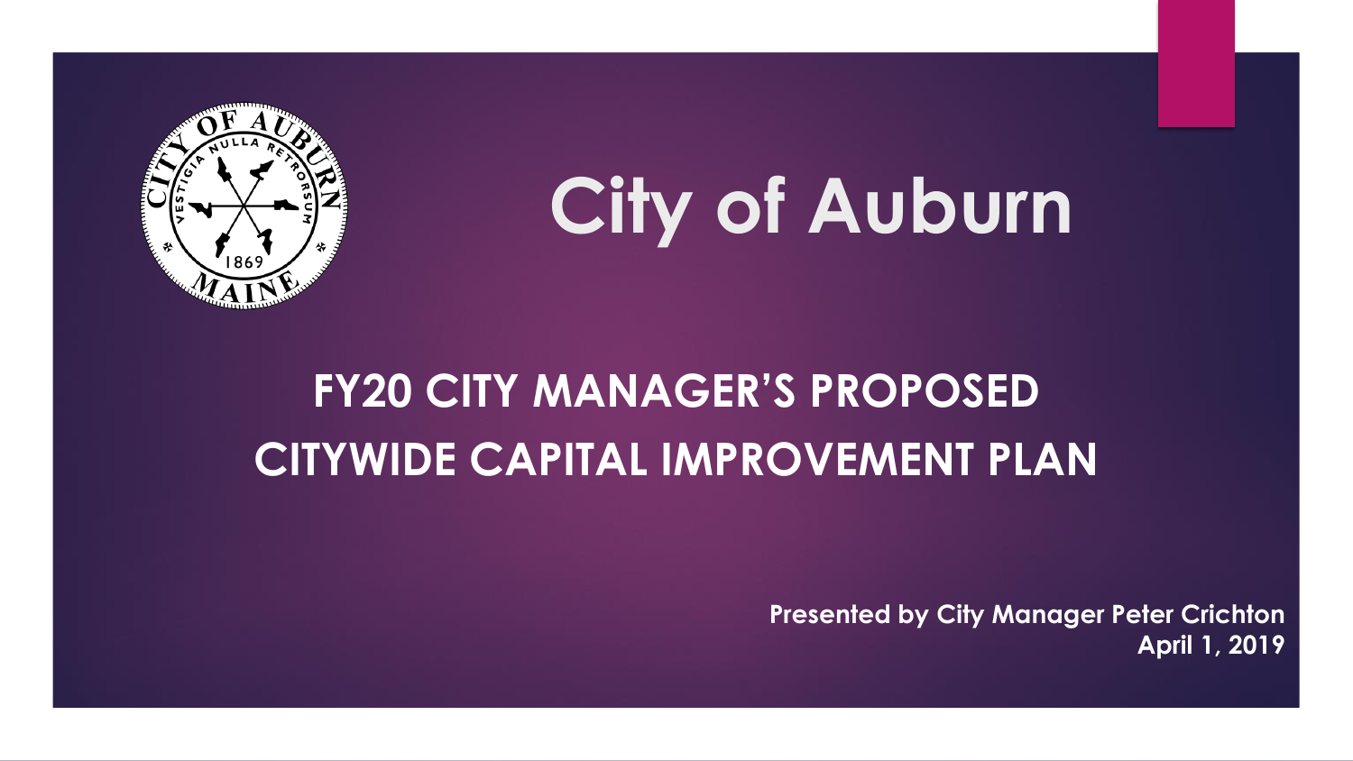# City of Auburn

## FY20 CITY MANAGER'S PROPOSED CITYWIDE CAPITAL IMPROVEMENT PLAN

**Presented by City Manager Peter Crichton**
**April 1, 2019**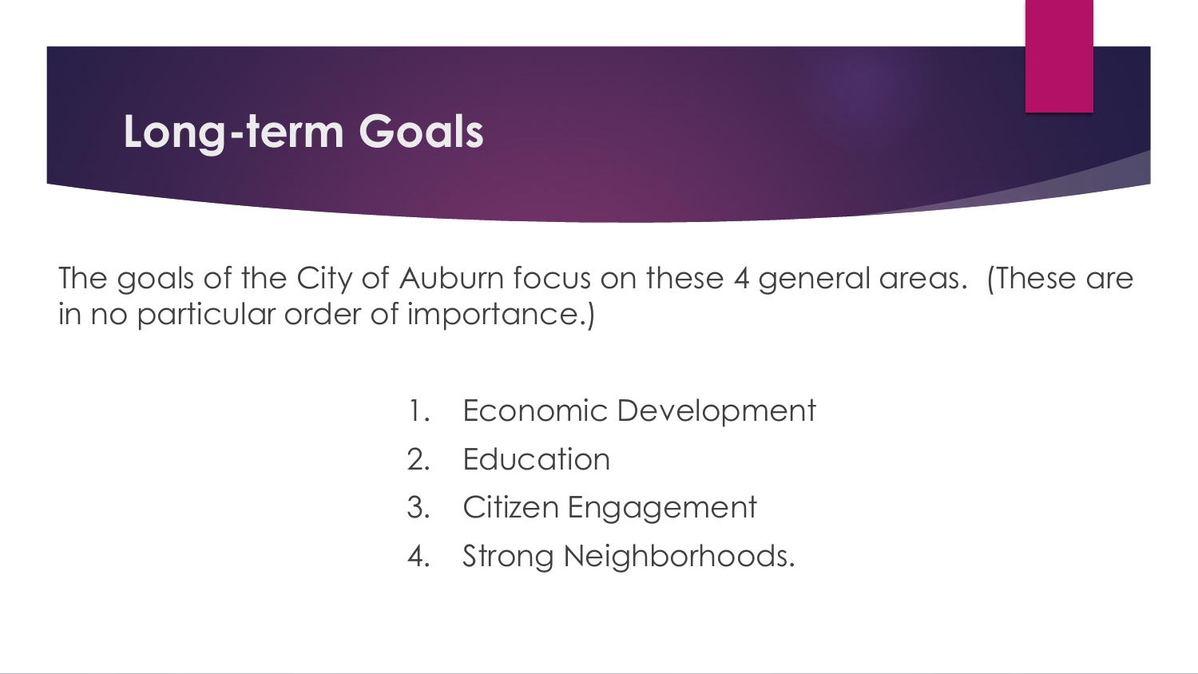# Long-term Goals

The goals of the City of Auburn focus on these 4 general areas. (These are in no particular order of importance.)

1. Economic Development
2. Education
3. Citizen Engagement
4. Strong Neighborhoods.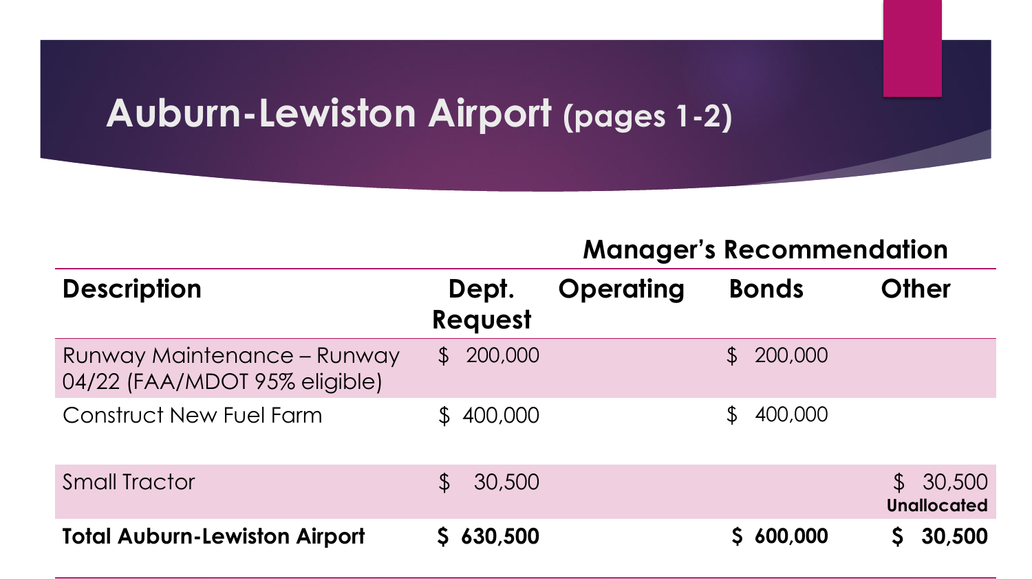# Auburn-Lewiston Airport (pages 1-2)

| | | Manager's Recommendation | | |
|---|---|---|---|---|
| **Description** | **Dept. Request** | **Operating** | **Bonds** | **Other** |
| Runway Maintenance – Runway 04/22 (FAA/MDOT 95% eligible) | $ 200,000 | | $ 200,000 | |
| Construct New Fuel Farm | $ 400,000 | | $ 400,000 | |
| Small Tractor | $ 30,500 | | | $ 30,500 **Unallocated** |
| **Total Auburn-Lewiston Airport** | **$ 630,500** | | **$ 600,000** | **$ 30,500** |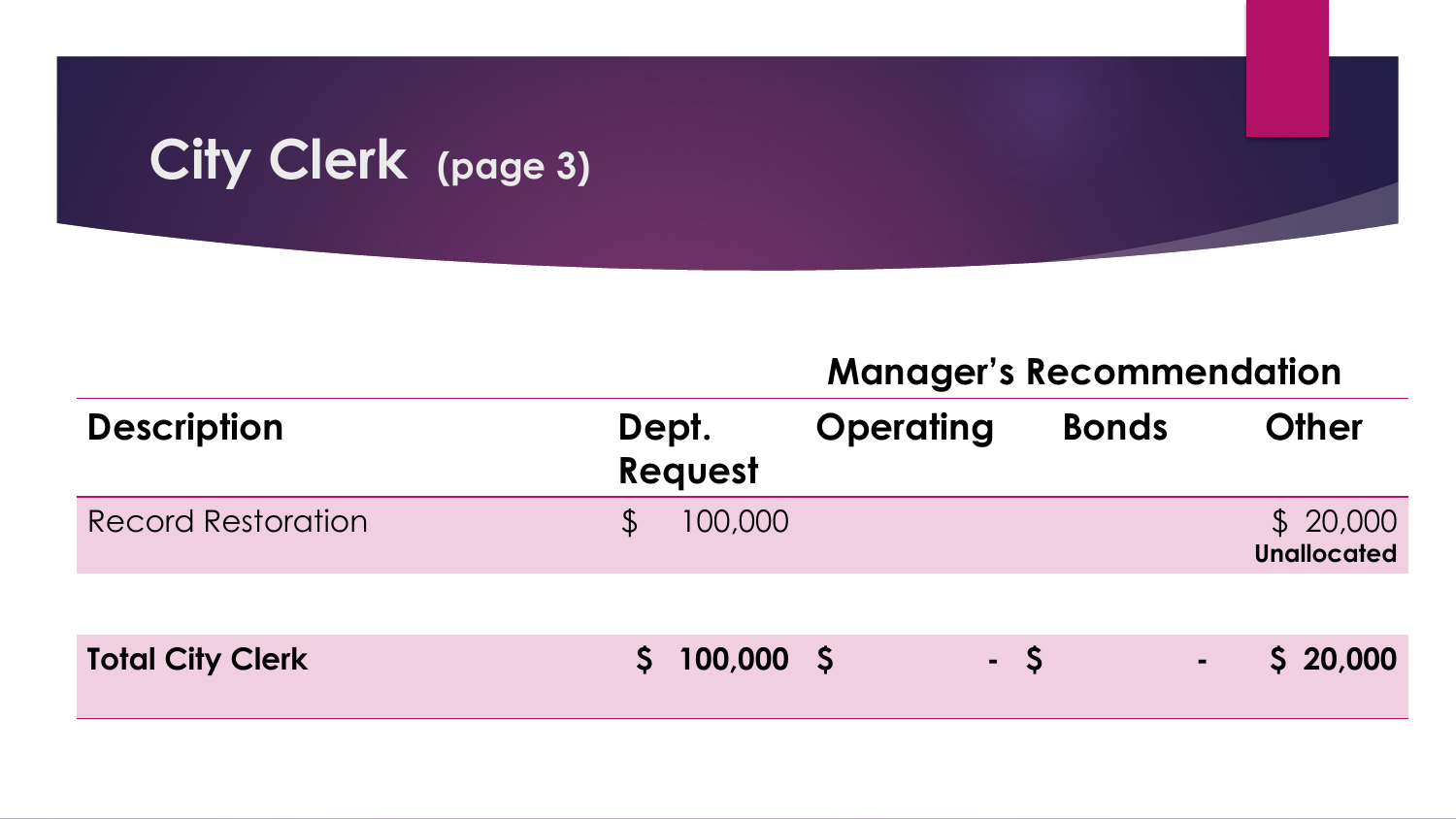# City Clerk (page 3)

| | | Manager's Recommendation | | |
|---|---|---|---|---|
| **Description** | **Dept. Request** | **Operating** | **Bonds** | **Other** |
| Record Restoration | $ 100,000 | | | $ 20,000 **Unallocated** |
| | | | | |
| **Total City Clerk** | **$ 100,000** | **$ -** | **$ -** | **$ 20,000** |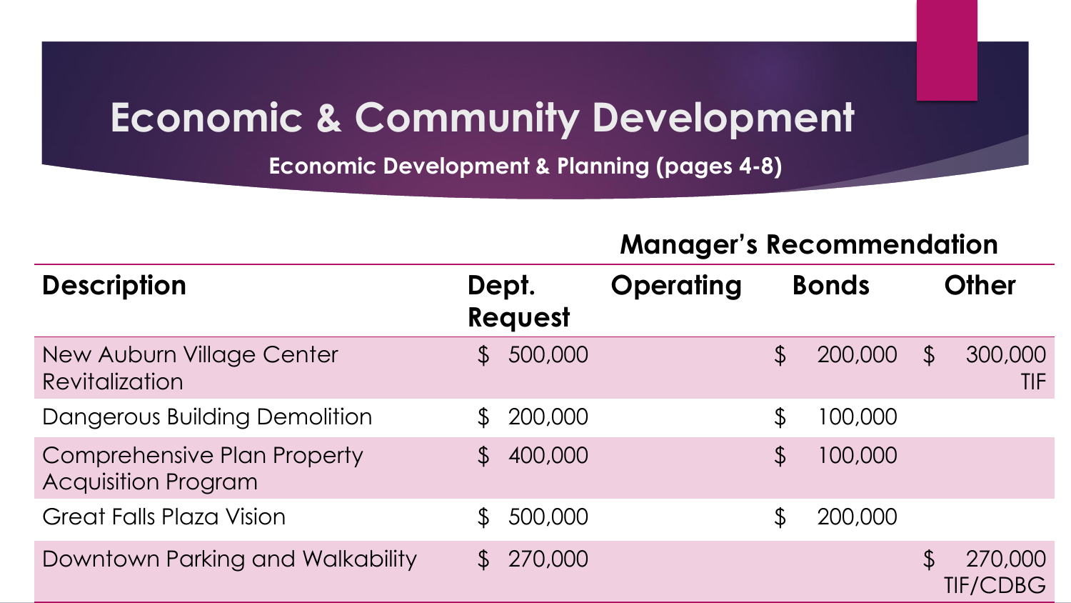# Economic & Community Development

**Economic Development & Planning (pages 4-8)**

| Description | Dept. Request | Manager's Recommendation | | |
|---|---|---|---|---|
| | | Operating | Bonds | Other |
| New Auburn Village Center Revitalization | $ 500,000 | | $ 200,000 | $ 300,000 TIF |
| Dangerous Building Demolition | $ 200,000 | | $ 100,000 | |
| Comprehensive Plan Property Acquisition Program | $ 400,000 | | $ 100,000 | |
| Great Falls Plaza Vision | $ 500,000 | | $ 200,000 | |
| Downtown Parking and Walkability | $ 270,000 | | | $ 270,000 TIF/CDBG |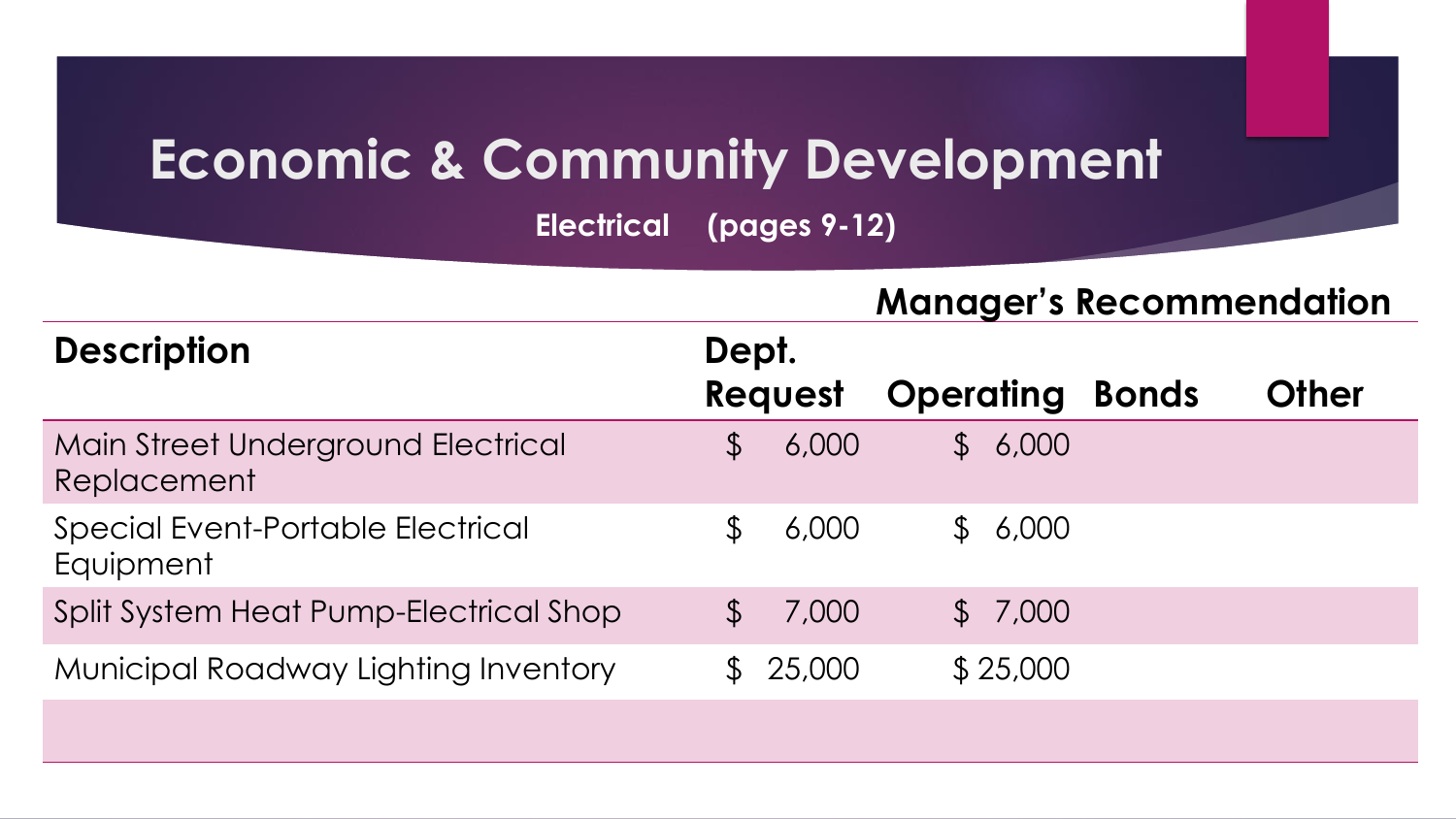# Economic & Community Development

**Electrical (pages 9-12)**

| Description | Dept. Request | Manager's Recommendation | | |
|---|---|---|---|---|
| | | Operating | Bonds | Other |
| Main Street Underground Electrical Replacement | $ 6,000 | $ 6,000 | | |
| Special Event-Portable Electrical Equipment | $ 6,000 | $ 6,000 | | |
| Split System Heat Pump-Electrical Shop | $ 7,000 | $ 7,000 | | |
| Municipal Roadway Lighting Inventory | $ 25,000 | $ 25,000 | | |
| | | | | |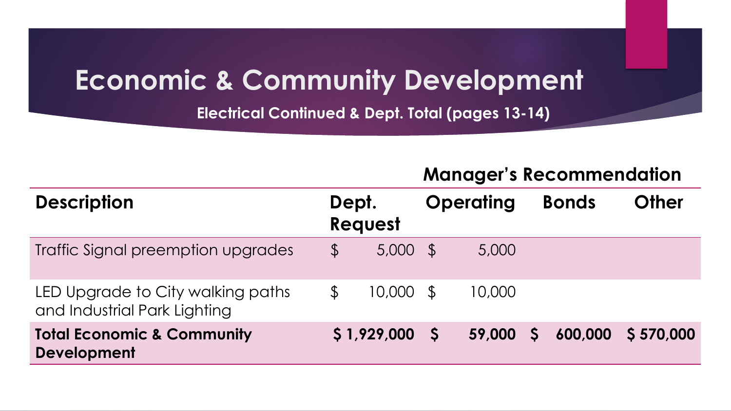# Economic & Community Development

**Electrical Continued & Dept. Total (pages 13-14)**

| | | Manager's Recommendation | | |
|---|---|---|---|---|
| **Description** | **Dept. Request** | **Operating** | **Bonds** | **Other** |
| Traffic Signal preemption upgrades | $ 5,000 | $ 5,000 | | |
| LED Upgrade to City walking paths and Industrial Park Lighting | $ 10,000 | $ 10,000 | | |
| **Total Economic & Community Development** | **$ 1,929,000** | **$ 59,000** | **$ 600,000** | **$ 570,000** |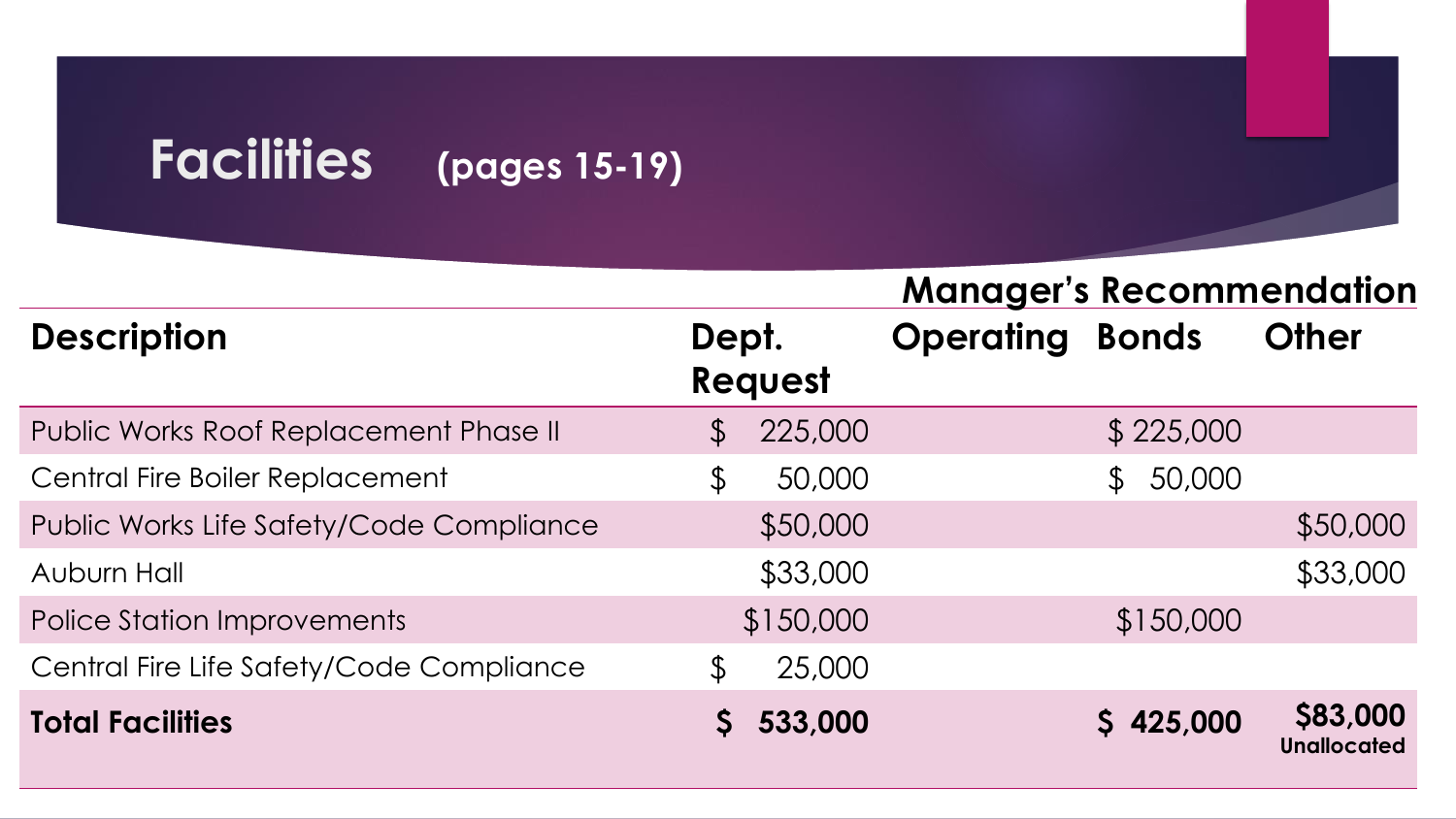# Facilities (pages 15-19)

| Description | Dept. Request | Manager's Recommendation Operating | Bonds | Other |
|---|---|---|---|---|
| Public Works Roof Replacement Phase II | $ 225,000 | | $ 225,000 | |
| Central Fire Boiler Replacement | $ 50,000 | | $ 50,000 | |
| Public Works Life Safety/Code Compliance | $50,000 | | | $50,000 |
| Auburn Hall | $33,000 | | | $33,000 |
| Police Station Improvements | $150,000 | | $150,000 | |
| Central Fire Life Safety/Code Compliance | $ 25,000 | | | |
| **Total Facilities** | **$ 533,000** | | **$ 425,000** | **$83,000 Unallocated** |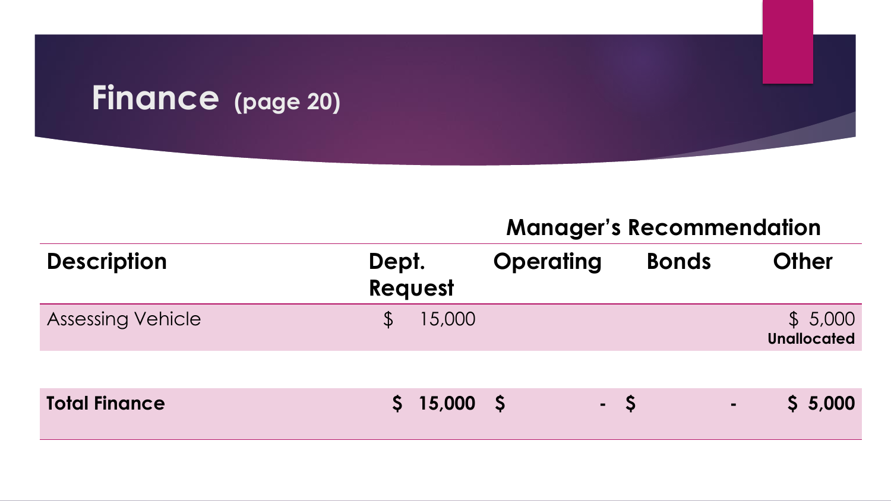# Finance (page 20)

| Description | Dept. Request | Manager's Recommendation | | |
|---|---|---|---|---|
| | | Operating | Bonds | Other |
| Assessing Vehicle | $ 15,000 | | | $ 5,000 **Unallocated** |
| **Total Finance** | **$ 15,000** | **$ -** | **$ -** | **$ 5,000** |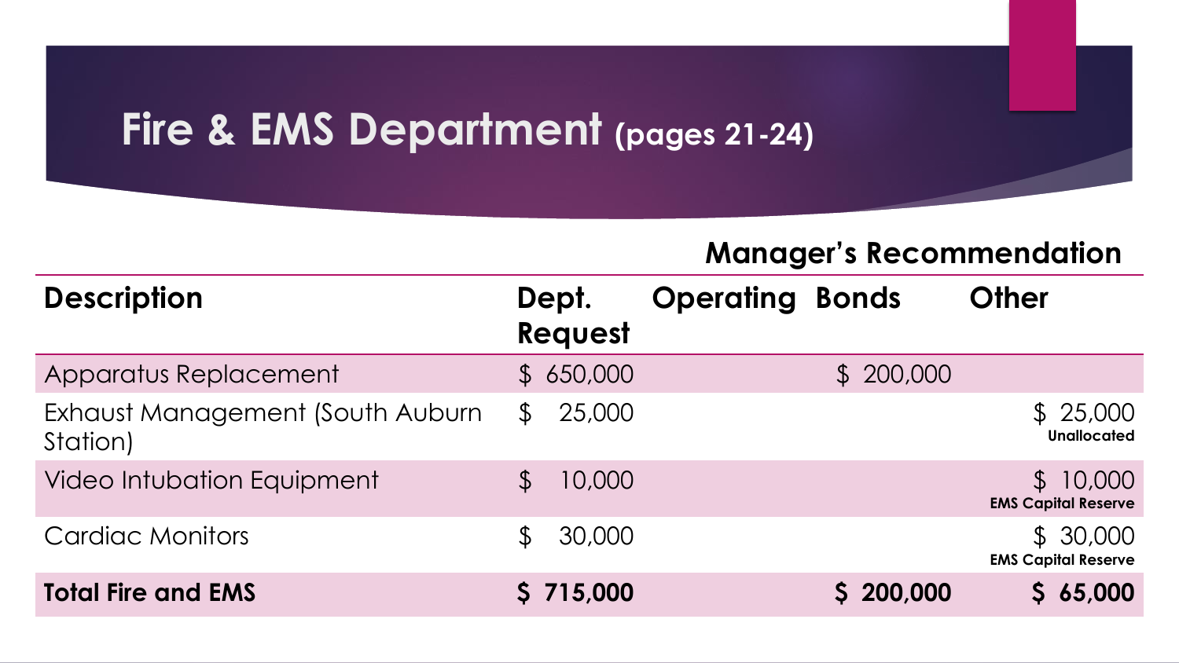# Fire & EMS Department (pages 21-24)

| | | Manager's Recommendation | | |
|---|---|---|---|---|
| **Description** | **Dept. Request** | **Operating** | **Bonds** | **Other** |
| Apparatus Replacement | $ 650,000 | | $ 200,000 | |
| Exhaust Management (South Auburn Station) | $ 25,000 | | | $ 25,000 **Unallocated** |
| Video Intubation Equipment | $ 10,000 | | | $ 10,000 **EMS Capital Reserve** |
| Cardiac Monitors | $ 30,000 | | | $ 30,000 **EMS Capital Reserve** |
| **Total Fire and EMS** | **$ 715,000** | | **$ 200,000** | **$ 65,000** |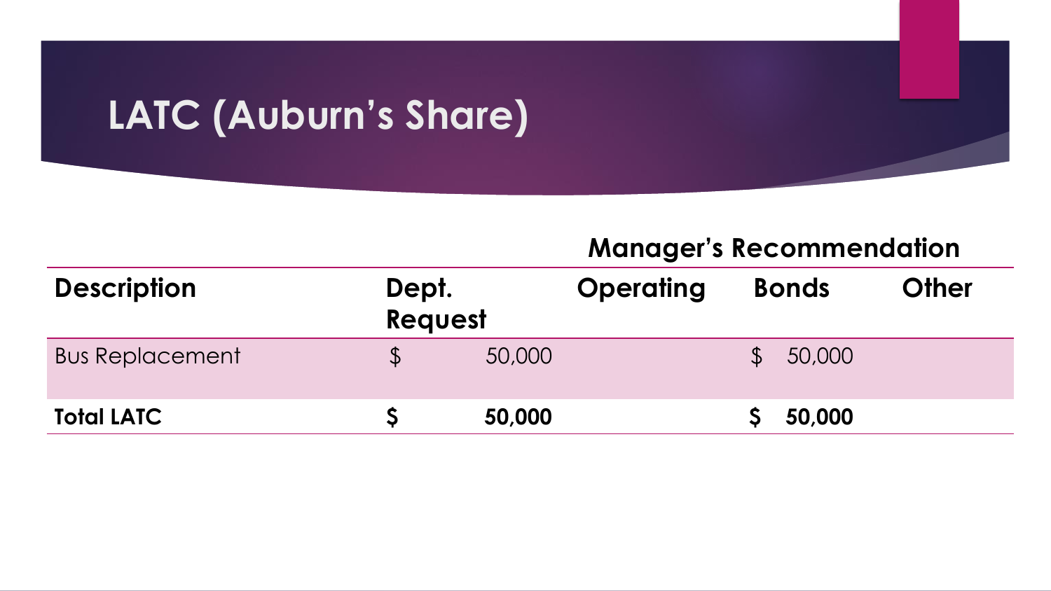# LATC (Auburn's Share)

| | | Manager's Recommendation | | |
|---|---|---|---|---|
| **Description** | **Dept. Request** | **Operating** | **Bonds** | **Other** |
| Bus Replacement | $ 50,000 | | $ 50,000 | |
| **Total LATC** | **$ 50,000** | | **$ 50,000** | |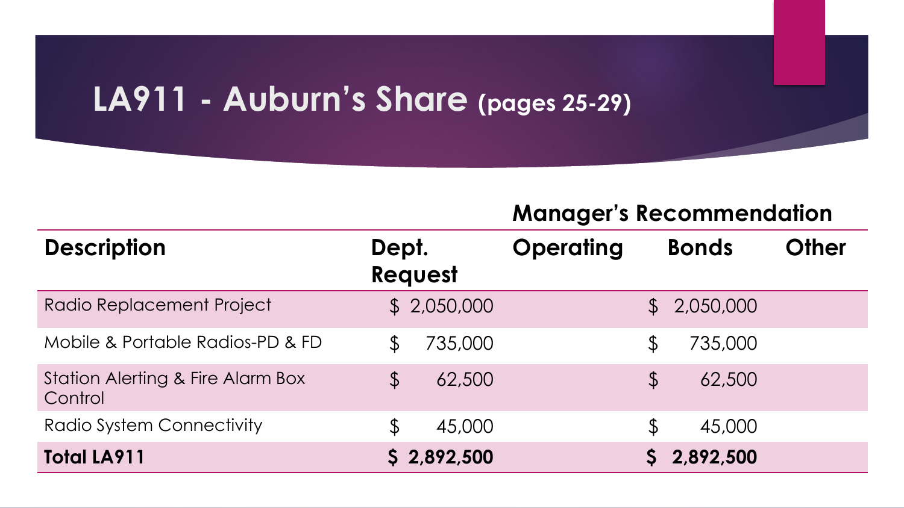# LA911 - Auburn's Share (pages 25-29)

| Description | Dept. Request | Manager's Recommendation | | |
|---|---|---|---|---|
| | | Operating | Bonds | Other |
| Radio Replacement Project | $ 2,050,000 | | $ 2,050,000 | |
| Mobile & Portable Radios-PD & FD | $ 735,000 | | $ 735,000 | |
| Station Alerting & Fire Alarm Box Control | $ 62,500 | | $ 62,500 | |
| Radio System Connectivity | $ 45,000 | | $ 45,000 | |
| **Total LA911** | **$ 2,892,500** | | **$ 2,892,500** | |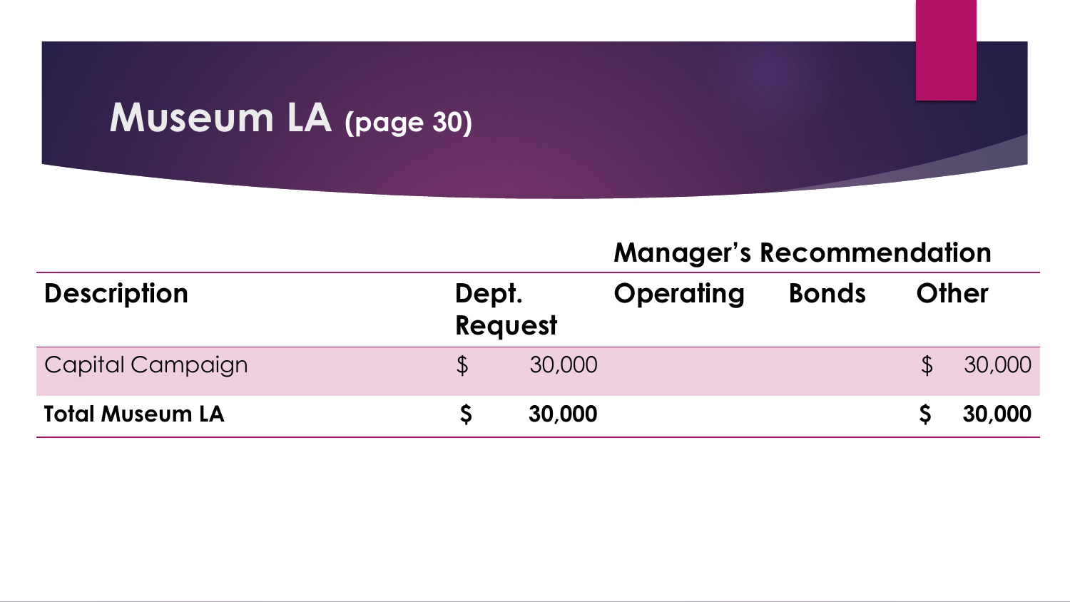# Museum LA (page 30)

| Description | Dept. Request | Manager's Recommendation Operating | Bonds | Other |
|---|---|---|---|---|
| Capital Campaign | $ 30,000 | | | $ 30,000 |
| **Total Museum LA** | **$ 30,000** | | | **$ 30,000** |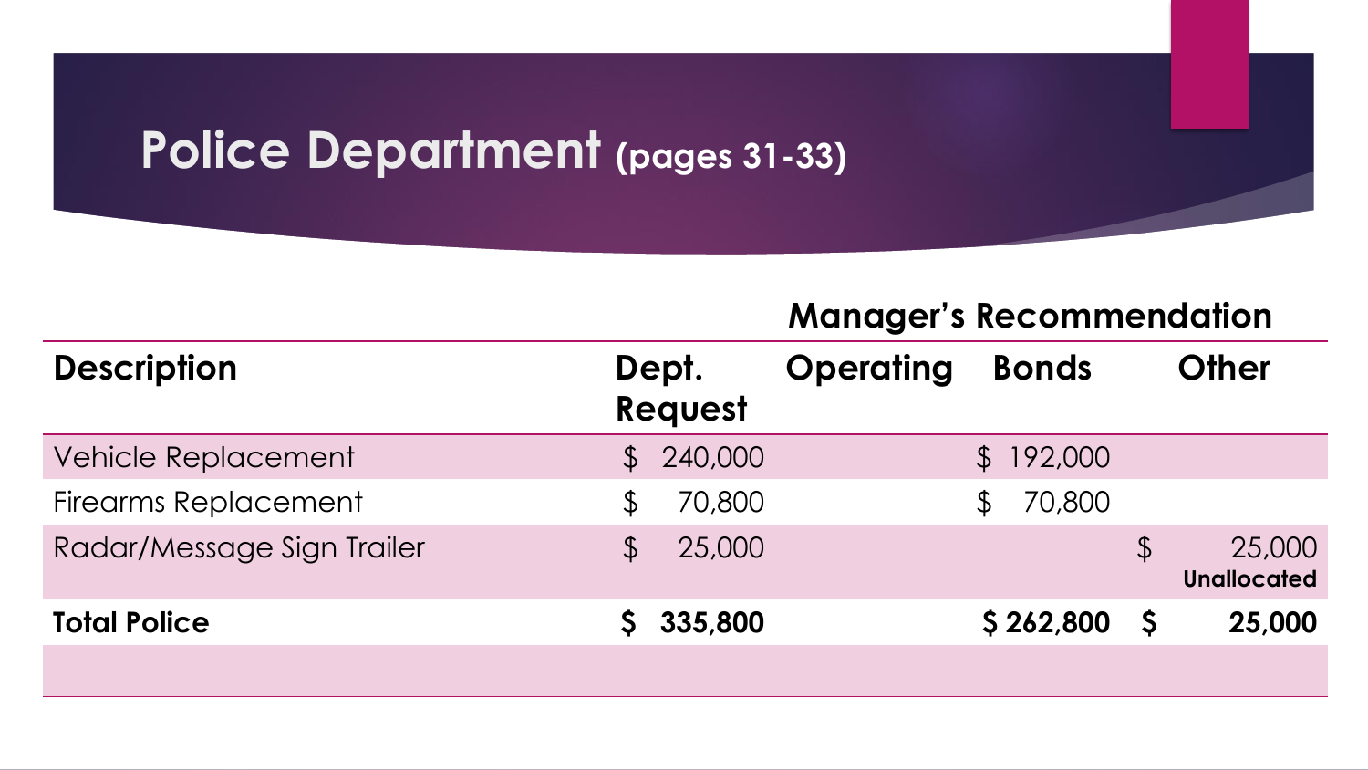# Police Department (pages 31-33)

| Description | Dept. Request | Manager's Recommendation | | |
|---|---|---|---|---|
| | | **Operating** | **Bonds** | **Other** |
| Vehicle Replacement | $ 240,000 | | $ 192,000 | |
| Firearms Replacement | $ 70,800 | | $ 70,800 | |
| Radar/Message Sign Trailer | $ 25,000 | | | $ 25,000 **Unallocated** |
| **Total Police** | **$ 335,800** | | **$ 262,800** | **$ 25,000** |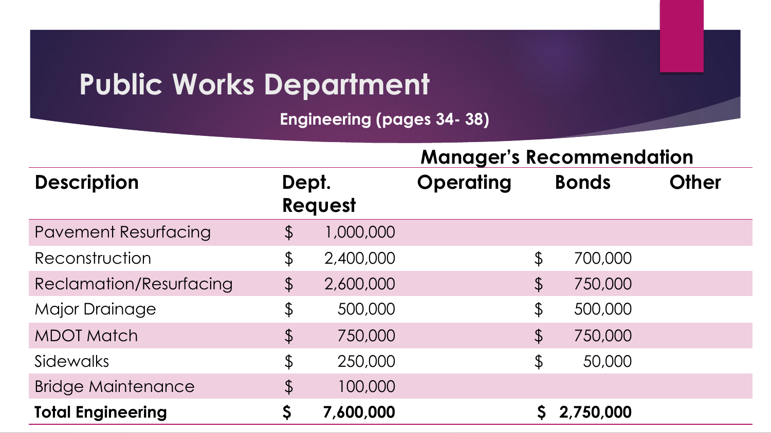# Public Works Department

**Engineering (pages 34- 38)**

| Description | Dept. Request | Manager's Recommendation | | |
|---|---|---|---|---|
| | | Operating | Bonds | Other |
| Pavement Resurfacing | $ 1,000,000 | | | |
| Reconstruction | $ 2,400,000 | | $ 700,000 | |
| Reclamation/Resurfacing | $ 2,600,000 | | $ 750,000 | |
| Major Drainage | $ 500,000 | | $ 500,000 | |
| MDOT Match | $ 750,000 | | $ 750,000 | |
| Sidewalks | $ 250,000 | | $ 50,000 | |
| Bridge Maintenance | $ 100,000 | | | |
| **Total Engineering** | **$ 7,600,000** | | **$ 2,750,000** | |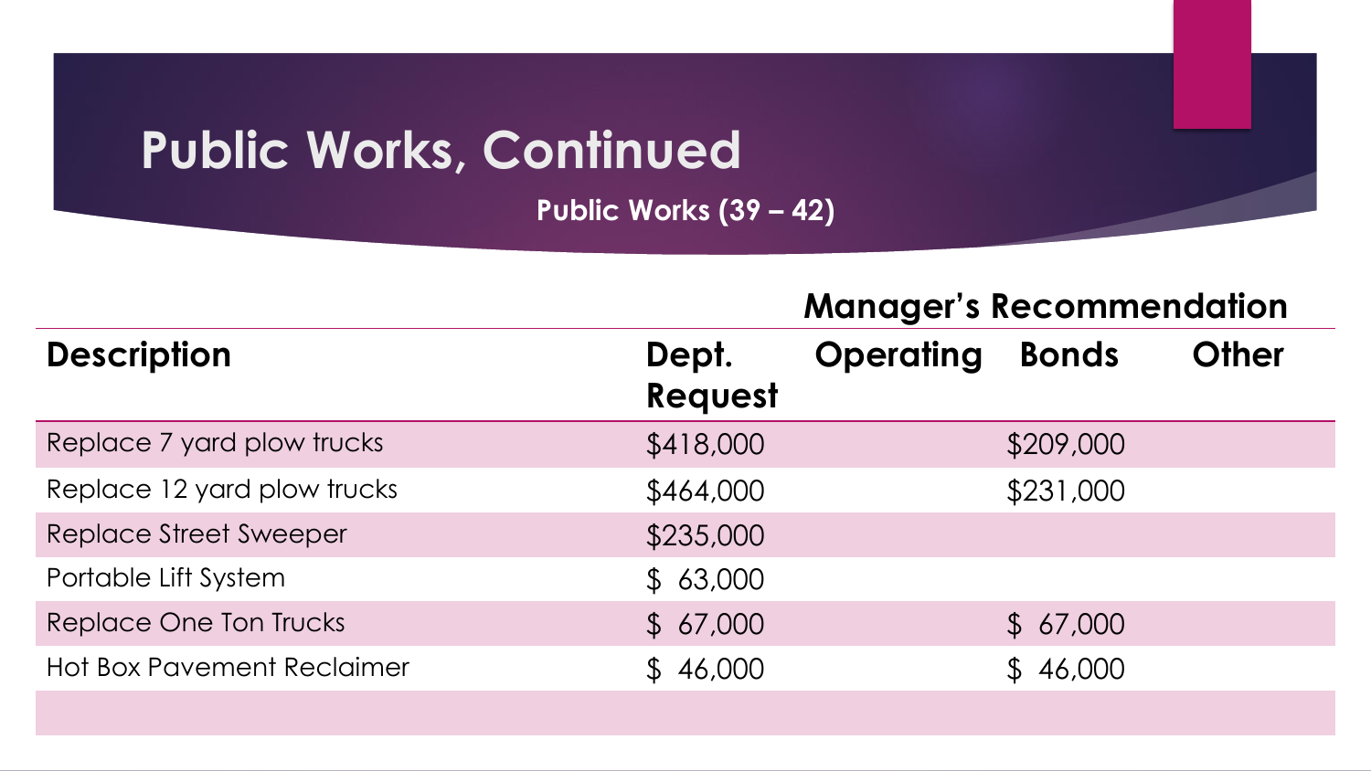# Public Works, Continued

**Public Works (39 – 42)**

| Description | Dept. Request | Manager's Recommendation | | |
|---|---|---|---|---|
| | | Operating | Bonds | Other |
| Replace 7 yard plow trucks | $418,000 | | $209,000 | |
| Replace 12 yard plow trucks | $464,000 | | $231,000 | |
| Replace Street Sweeper | $235,000 | | | |
| Portable Lift System | $ 63,000 | | | |
| Replace One Ton Trucks | $ 67,000 | | $ 67,000 | |
| Hot Box Pavement Reclaimer | $ 46,000 | | $ 46,000 | |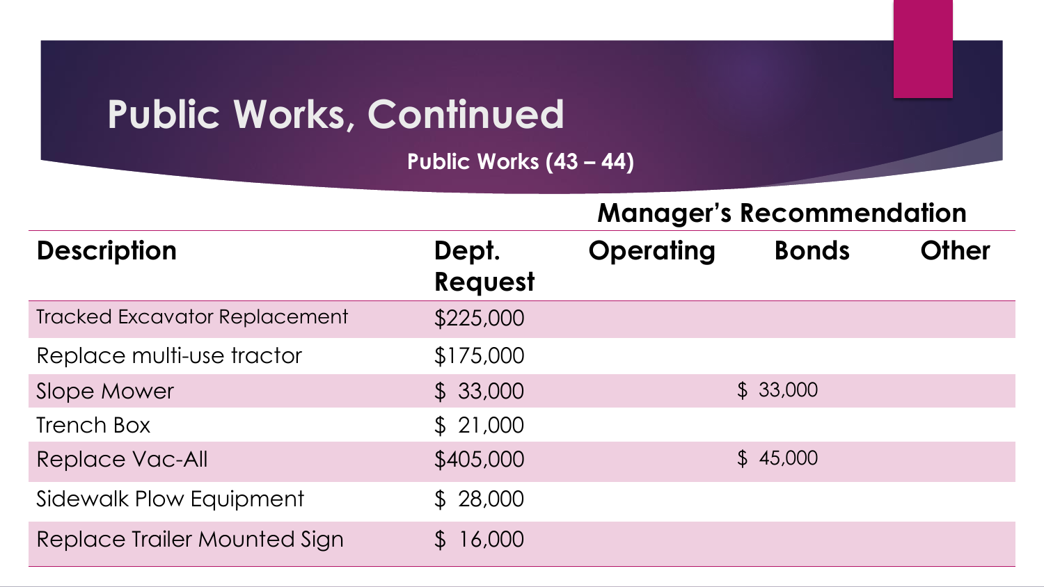# Public Works, Continued

**Public Works (43 – 44)**

| Description | Dept. Request | Manager's Recommendation | | |
|---|---|---|---|---|
| | | **Operating** | **Bonds** | **Other** |
| Tracked Excavator Replacement | $225,000 | | | |
| Replace multi-use tractor | $175,000 | | | |
| Slope Mower | $ 33,000 | | $ 33,000 | |
| Trench Box | $ 21,000 | | | |
| Replace Vac-All | $405,000 | | $ 45,000 | |
| Sidewalk Plow Equipment | $ 28,000 | | | |
| Replace Trailer Mounted Sign | $ 16,000 | | | |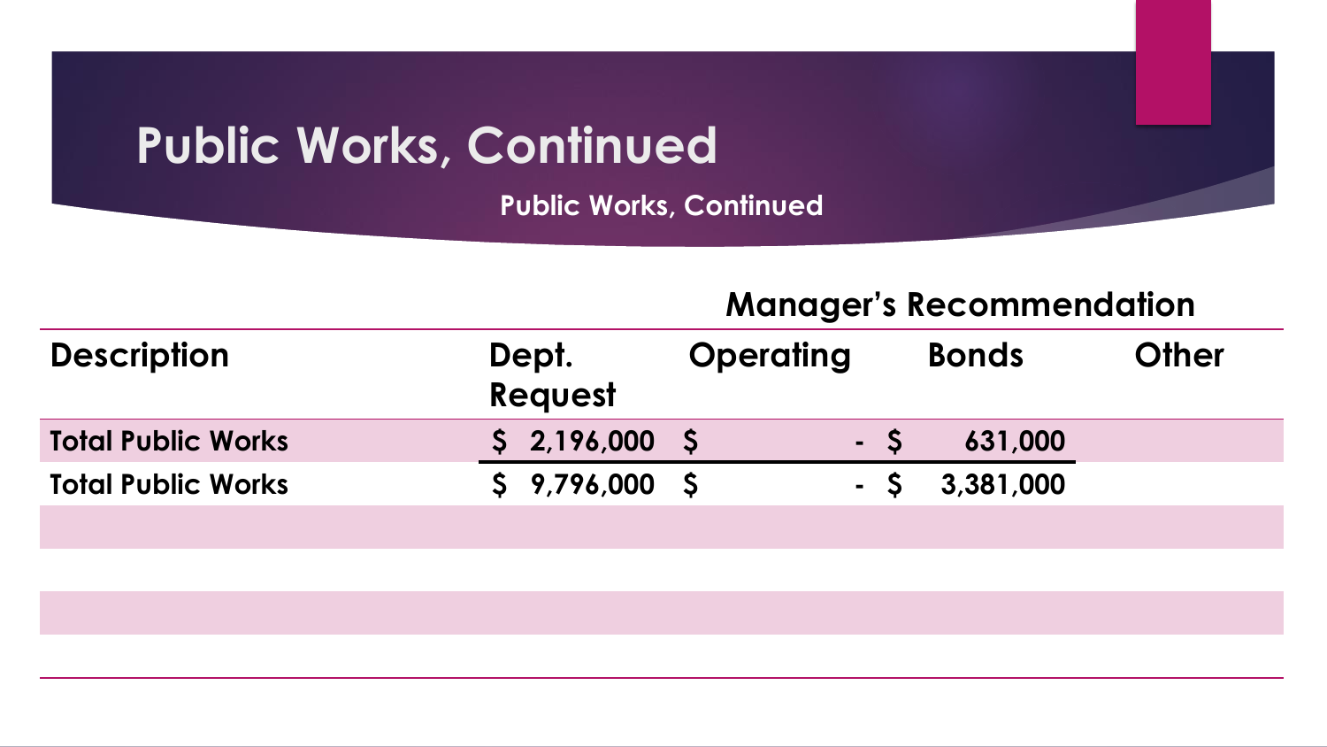# Public Works, Continued

**Public Works, Continued**

| Description | Dept. Request | Manager's Recommendation | | |
|---|---|---|---|---|
| | | Operating | Bonds | Other |
| **Total Public Works** | **$ 2,196,000** | **$ -** | **$ 631,000** | |
| **Total Public Works** | **$ 9,796,000** | **$ -** | **$ 3,381,000** | |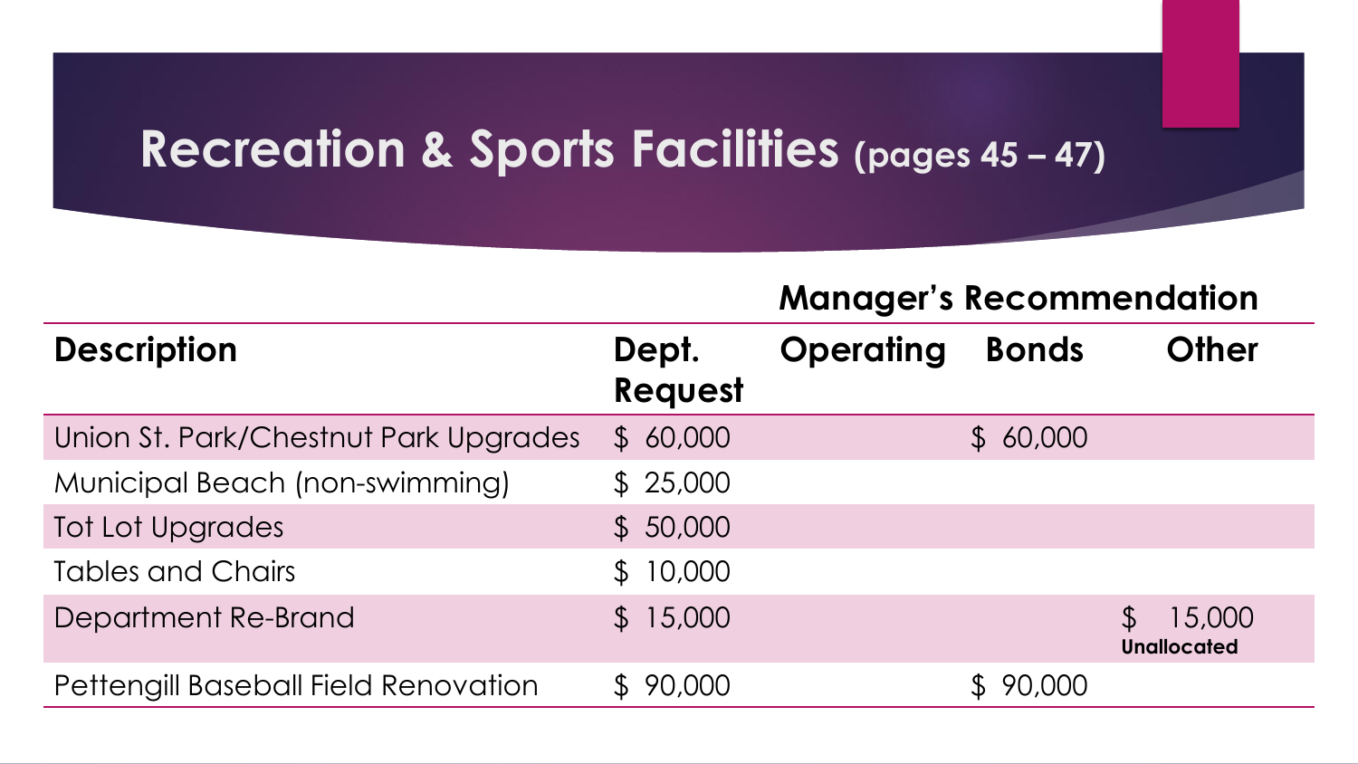# Recreation & Sports Facilities (pages 45 – 47)

| Description | Dept. Request | Manager's Recommendation | | |
|---|---|---|---|---|
| | | Operating | Bonds | Other |
| Union St. Park/Chestnut Park Upgrades | $ 60,000 | | $ 60,000 | |
| Municipal Beach (non-swimming) | $ 25,000 | | | |
| Tot Lot Upgrades | $ 50,000 | | | |
| Tables and Chairs | $ 10,000 | | | |
| Department Re-Brand | $ 15,000 | | | $ 15,000 **Unallocated** |
| Pettengill Baseball Field Renovation | $ 90,000 | | $ 90,000 | |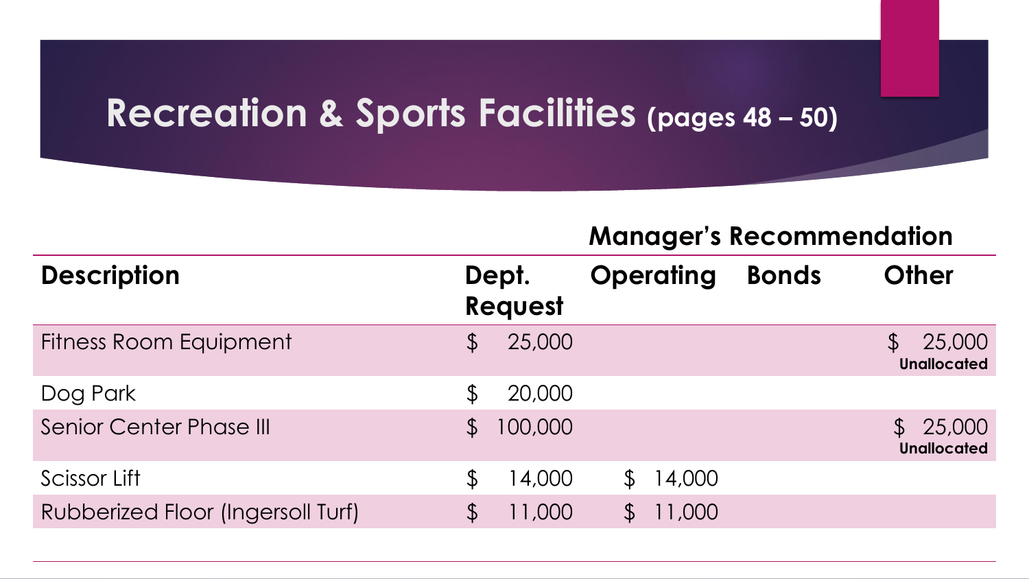# Recreation & Sports Facilities (pages 48 – 50)

| | | Manager's Recommendation | | |
|---|---|---|---|---|
| **Description** | **Dept. Request** | **Operating** | **Bonds** | **Other** |
| Fitness Room Equipment | $ 25,000 | | | $ 25,000 **Unallocated** |
| Dog Park | $ 20,000 | | | |
| Senior Center Phase III | $ 100,000 | | | $ 25,000 **Unallocated** |
| Scissor Lift | $ 14,000 | $ 14,000 | | |
| Rubberized Floor (Ingersoll Turf) | $ 11,000 | $ 11,000 | | |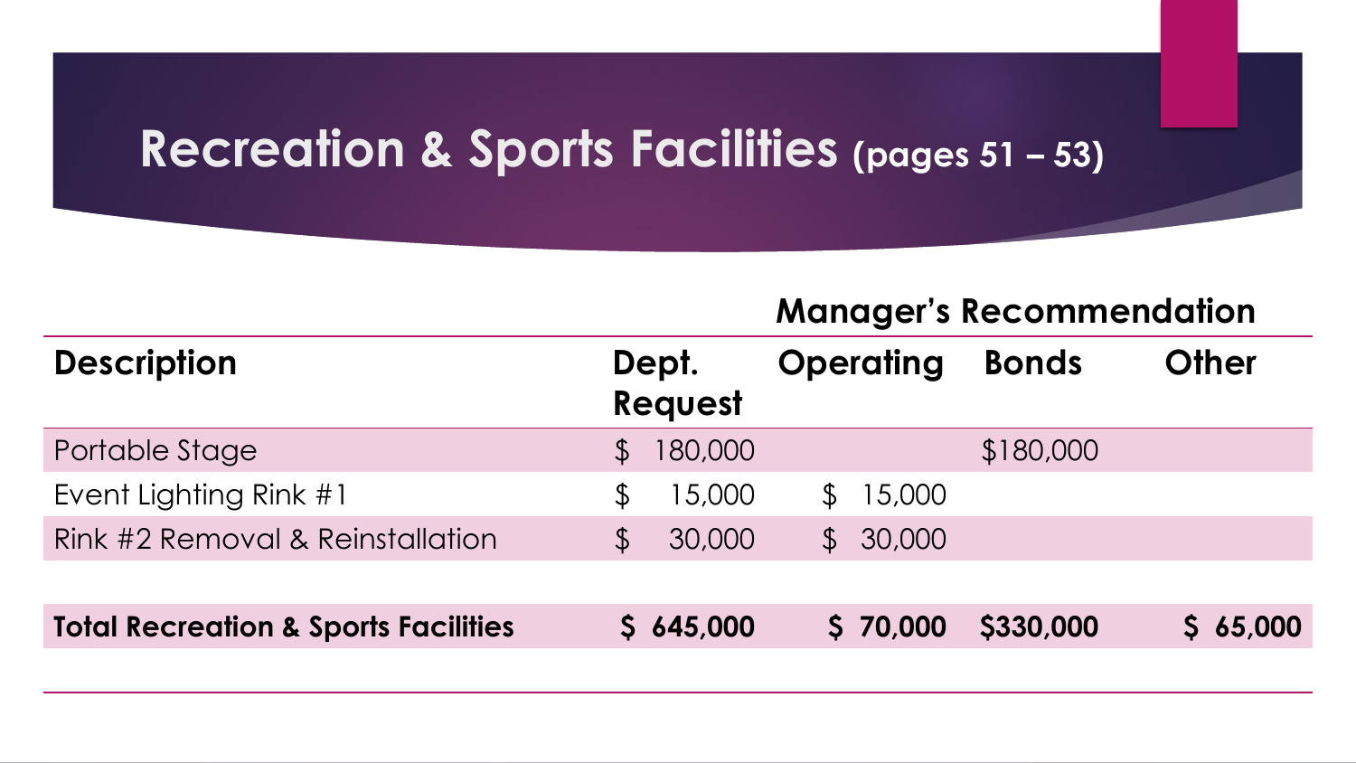# Recreation & Sports Facilities (pages 51 – 53)

| | | Manager's Recommendation | | |
|---|---|---|---|---|
| **Description** | **Dept. Request** | **Operating** | **Bonds** | **Other** |
| Portable Stage | $ 180,000 | | $180,000 | |
| Event Lighting Rink #1 | $ 15,000 | $ 15,000 | | |
| Rink #2 Removal & Reinstallation | $ 30,000 | $ 30,000 | | |
| | | | | |
| **Total Recreation & Sports Facilities** | **$ 645,000** | **$ 70,000** | **$330,000** | **$ 65,000** |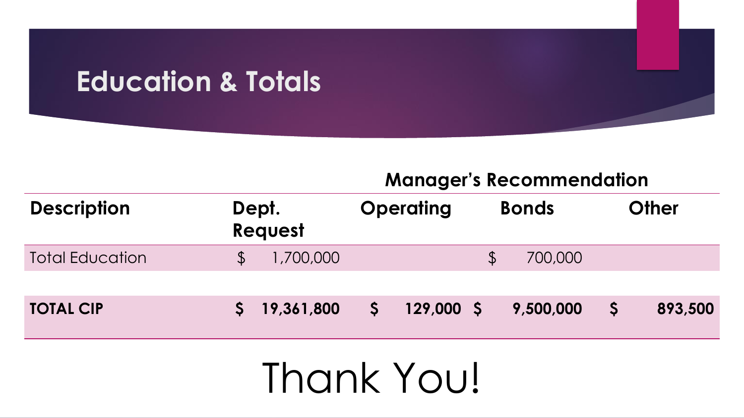# Education & Totals

| Description | Dept. Request | Manager's Recommendation | | |
|---|---|---|---|---|
| | | Operating | Bonds | Other |
| Total Education | $ 1,700,000 | | $ 700,000 | |
| **TOTAL CIP** | **$ 19,361,800** | **$ 129,000** | **$ 9,500,000** | **$ 893,500** |

# Thank You!